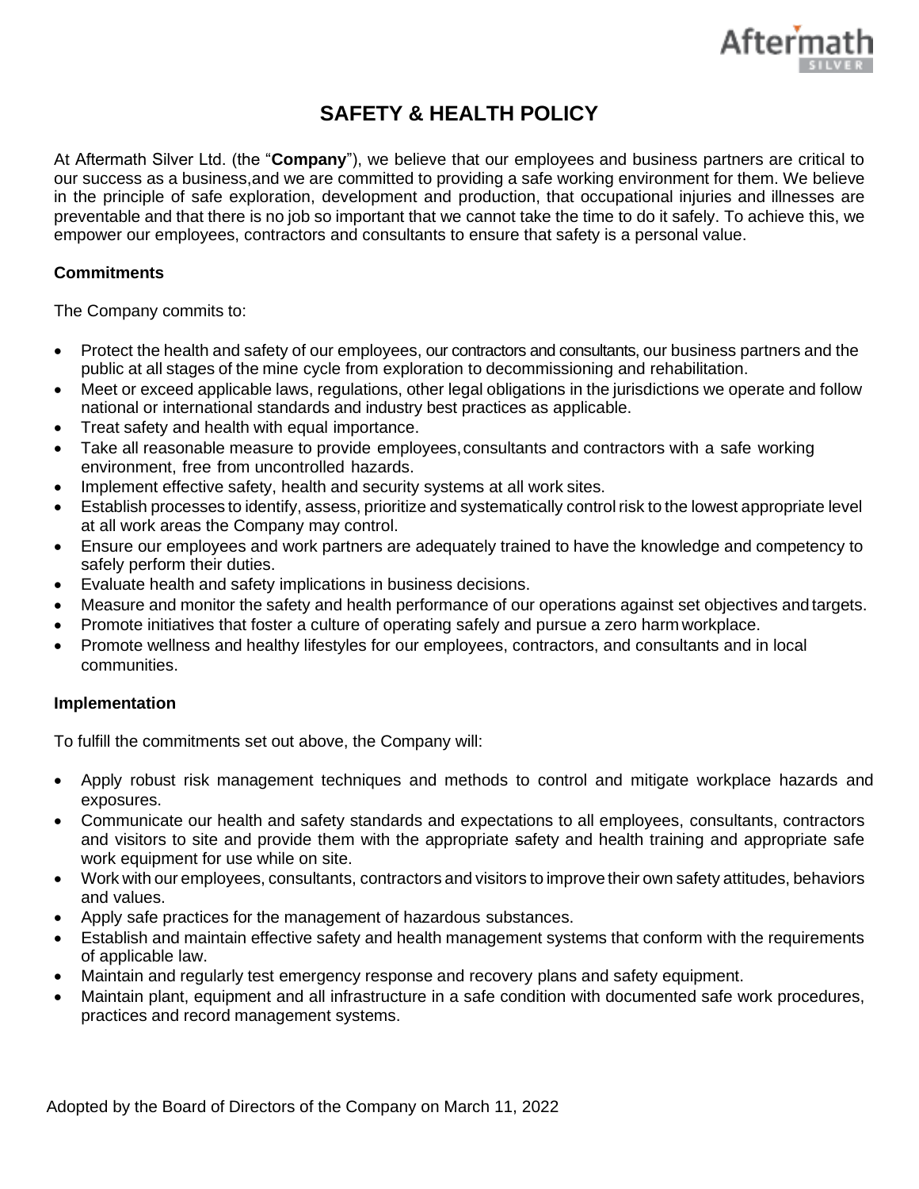# SAFETY & HEALTH POLICY

At Aftermath Silver Ltd. (the "**Company**"), we believe that our employees and business partners are critical to our success as a business,and we are committed to providing a safe working environment for them. We believe in the principle of safe exploration, development and production, that occupational injuries and illnesses are preventable and that there is no job so important that we cannot take the time to do it safely. To achieve this, we empower our employees, contractors and consultants to ensure that safety is a personal value.

### Commitments

The Company commits to:

- Protect the health and safety of our employees, our contractors and consultants, our business partners and the public at all stages of the mine cycle from exploration to decommissioning and rehabilitation.
- Meet or exceed applicable laws, regulations, other legal obligations in the jurisdictions we operate and follow national or international standards and industry best practices as applicable.
- Treat safety and health with equal importance.
- Take all reasonable measure to provide employees, consultants and contractors with a safe working environment, free from uncontrolled hazards.
- Implement effective safety, health and security systems at all work sites.
- Establish processes to identify, assess, prioritize and systematically control risk to the lowest appropriate level at all work areas the Company may control.
- Ensure our employees and work partners are adequately trained to have the knowledge and competency to safely perform their duties.
- Evaluate health and safety implications in business decisions.
- Measure and monitor the safety and health performance of our operations against set objectives and targets.
- Promote initiatives that foster a culture of operating safely and pursue a zero harm workplace.
- Promote wellness and healthy lifestyles for our employees, contractors, and consultants and in local communities.

### Implementation

To fulfill the commitments set out above, the Company will:

- Apply robust risk management techniques and methods to control and mitigate workplace hazards and exposures.
- Communicate our health and safety standards and expectations to all employees, consultants, contractors and visitors to site and provide them with the appropriate safety and health training and appropriate safe work equipment for use while on site.
- Work with our employees, consultants, contractors and visitors to improve their own safety attitudes, behaviors and values.
- Apply safe practices for the management of hazardous substances.
- Establish and maintain effective safety and health management systems that conform with the requirements of applicable law.
- Maintain and regularly test emergency response and recovery plans and safety equipment.
- Maintain plant, equipment and all infrastructure in a safe condition with documented safe work procedures, practices and record management systems.

Adopted by the Board of Directors of the Company on March 11, 2022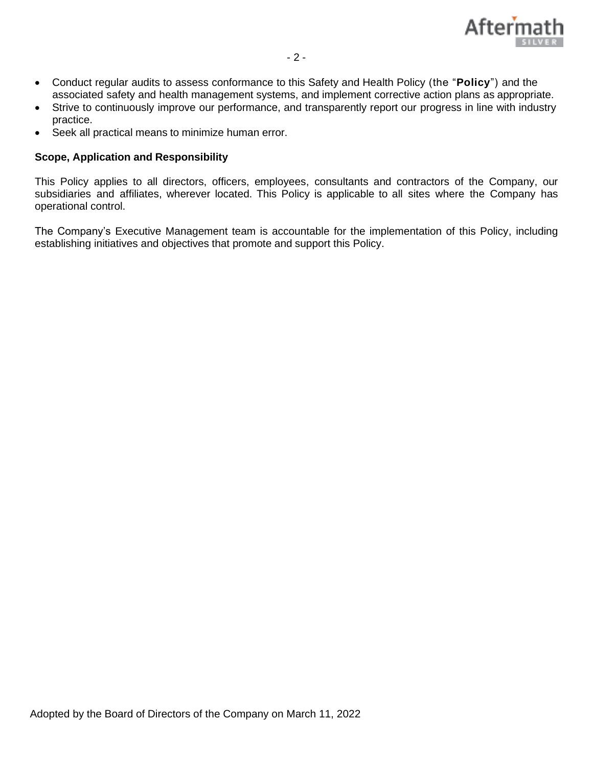- Conduct regular audits to assess conformance to this Safety and Health Policy (the "**Policy**") and the associated safety and health management systems, and implement corrective action plans as appropriate.
- Strive to continuously improve our performance, and transparently report our progress in line with industry practice.
- Seek all practical means to minimize human error.

**Scope, Application and Responsibility**

This Policy applies to all directors, officers, employees, consultants and contractors of the Company, our subsidiaries and affiliates, wherever located. This Policy is applicable to all sites where the Company has operational control.

The Company's Executive Management team is accountable for the implementation of this Policy, including establishing initiatives and objectives that promote and support this Policy.

Adopted by the Board of Directors of the Company on March 11, 2022